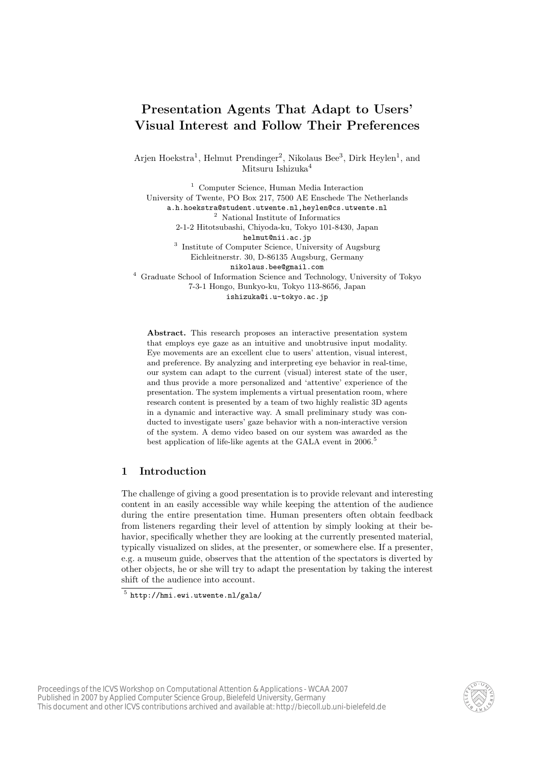# Presentation Agents That Adapt to Users' Visual Interest and Follow Their Preferences

Arjen Hoekstra[1], Helmut Prendinger[2], Nikolaus Bee[3], Dirk Heylen[1], and Mitsuru Ishizuka[4]

[1] Computer Science, Human Media Interaction
University of Twente, PO Box 217, 7500 AE Enschede The Netherlands
a.h.hoekstra@student.utwente.nl,heylen@cs.utwente.nl

[2] National Institute of Informatics
2-1-2 Hitotsubashi, Chiyoda-ku, Tokyo 101-8430, Japan
helmut@nii.ac.jp

[3] Institute of Computer Science, University of Augsburg
Eichleitnerstr. 30, D-86135 Augsburg, Germany
nikolaus.bee@gmail.com

[4] Graduate School of Information Science and Technology, University of Tokyo
7-3-1 Hongo, Bunkyo-ku, Tokyo 113-8656, Japan
ishizuka@i.u-tokyo.ac.jp

**Abstract.** This research proposes an interactive presentation system that employs eye gaze as an intuitive and unobtrusive input modality. Eye movements are an excellent clue to users' attention, visual interest, and preference. By analyzing and interpreting eye behavior in real-time, our system can adapt to the current (visual) interest state of the user, and thus provide a more personalized and 'attentive' experience of the presentation. The system implements a virtual presentation room, where research content is presented by a team of two highly realistic 3D agents in a dynamic and interactive way. A small preliminary study was conducted to investigate users' gaze behavior with a non-interactive version of the system. A demo video based on our system was awarded as the best application of life-like agents at the GALA event in 2006.[5]

## 1 Introduction

The challenge of giving a good presentation is to provide relevant and interesting content in an easily accessible way while keeping the attention of the audience during the entire presentation time. Human presenters often obtain feedback from listeners regarding their level of attention by simply looking at their behavior, specifically whether they are looking at the currently presented material, typically visualized on slides, at the presenter, or somewhere else. If a presenter, e.g. a museum guide, observes that the attention of the spectators is diverted by other objects, he or she will try to adapt the presentation by taking the interest shift of the audience into account.

[5] http://hmi.ewi.utwente.nl/gala/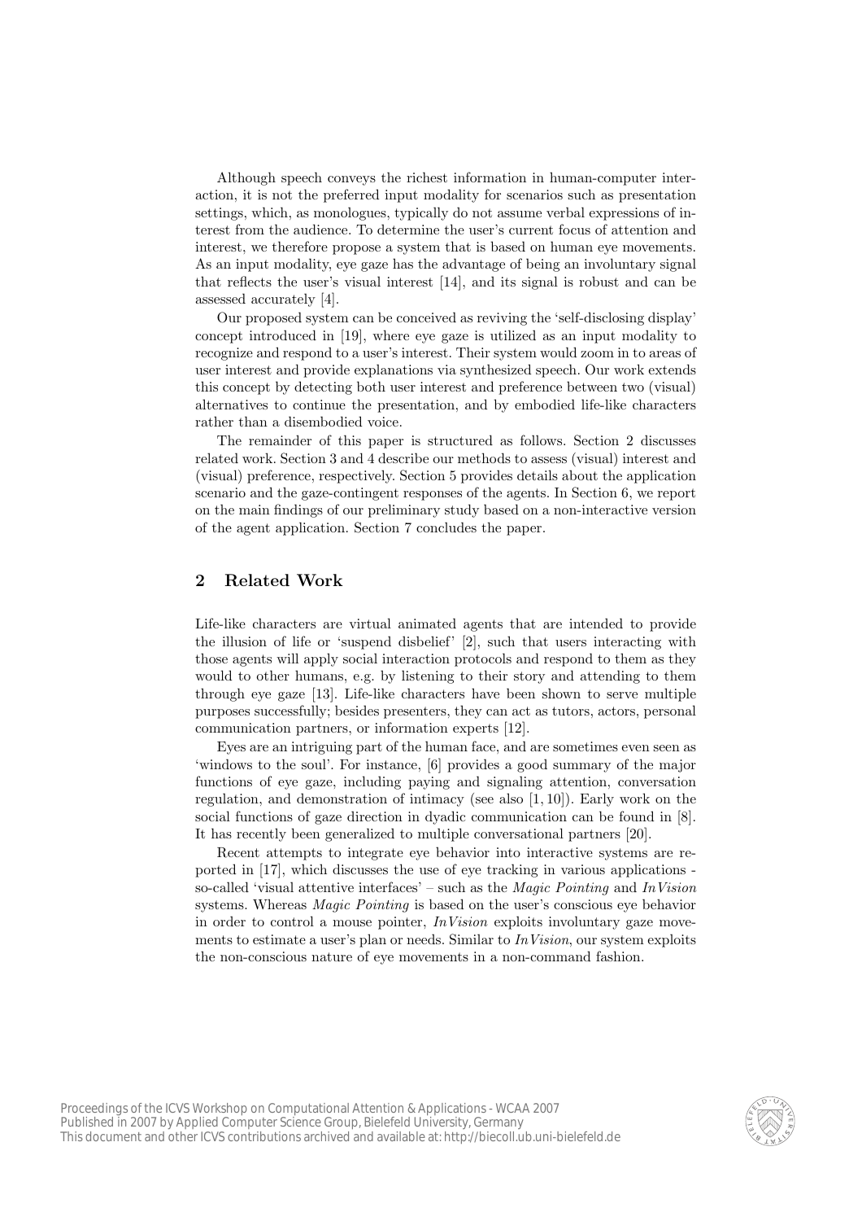Although speech conveys the richest information in human-computer interaction, it is not the preferred input modality for scenarios such as presentation settings, which, as monologues, typically do not assume verbal expressions of interest from the audience. To determine the user's current focus of attention and interest, we therefore propose a system that is based on human eye movements. As an input modality, eye gaze has the advantage of being an involuntary signal that reflects the user's visual interest [14], and its signal is robust and can be assessed accurately [4].

Our proposed system can be conceived as reviving the 'self-disclosing display' concept introduced in [19], where eye gaze is utilized as an input modality to recognize and respond to a user's interest. Their system would zoom in to areas of user interest and provide explanations via synthesized speech. Our work extends this concept by detecting both user interest and preference between two (visual) alternatives to continue the presentation, and by embodied life-like characters rather than a disembodied voice.

The remainder of this paper is structured as follows. Section 2 discusses related work. Section 3 and 4 describe our methods to assess (visual) interest and (visual) preference, respectively. Section 5 provides details about the application scenario and the gaze-contingent responses of the agents. In Section 6, we report on the main findings of our preliminary study based on a non-interactive version of the agent application. Section 7 concludes the paper.

## 2 Related Work

Life-like characters are virtual animated agents that are intended to provide the illusion of life or 'suspend disbelief' [2], such that users interacting with those agents will apply social interaction protocols and respond to them as they would to other humans, e.g. by listening to their story and attending to them through eye gaze [13]. Life-like characters have been shown to serve multiple purposes successfully; besides presenters, they can act as tutors, actors, personal communication partners, or information experts [12].

Eyes are an intriguing part of the human face, and are sometimes even seen as 'windows to the soul'. For instance, [6] provides a good summary of the major functions of eye gaze, including paying and signaling attention, conversation regulation, and demonstration of intimacy (see also [1, 10]). Early work on the social functions of gaze direction in dyadic communication can be found in [8]. It has recently been generalized to multiple conversational partners [20].

Recent attempts to integrate eye behavior into interactive systems are reported in [17], which discusses the use of eye tracking in various applications - so-called 'visual attentive interfaces' – such as the *Magic Pointing* and *InVision* systems. Whereas *Magic Pointing* is based on the user's conscious eye behavior in order to control a mouse pointer, *InVision* exploits involuntary gaze movements to estimate a user's plan or needs. Similar to *InVision*, our system exploits the non-conscious nature of eye movements in a non-command fashion.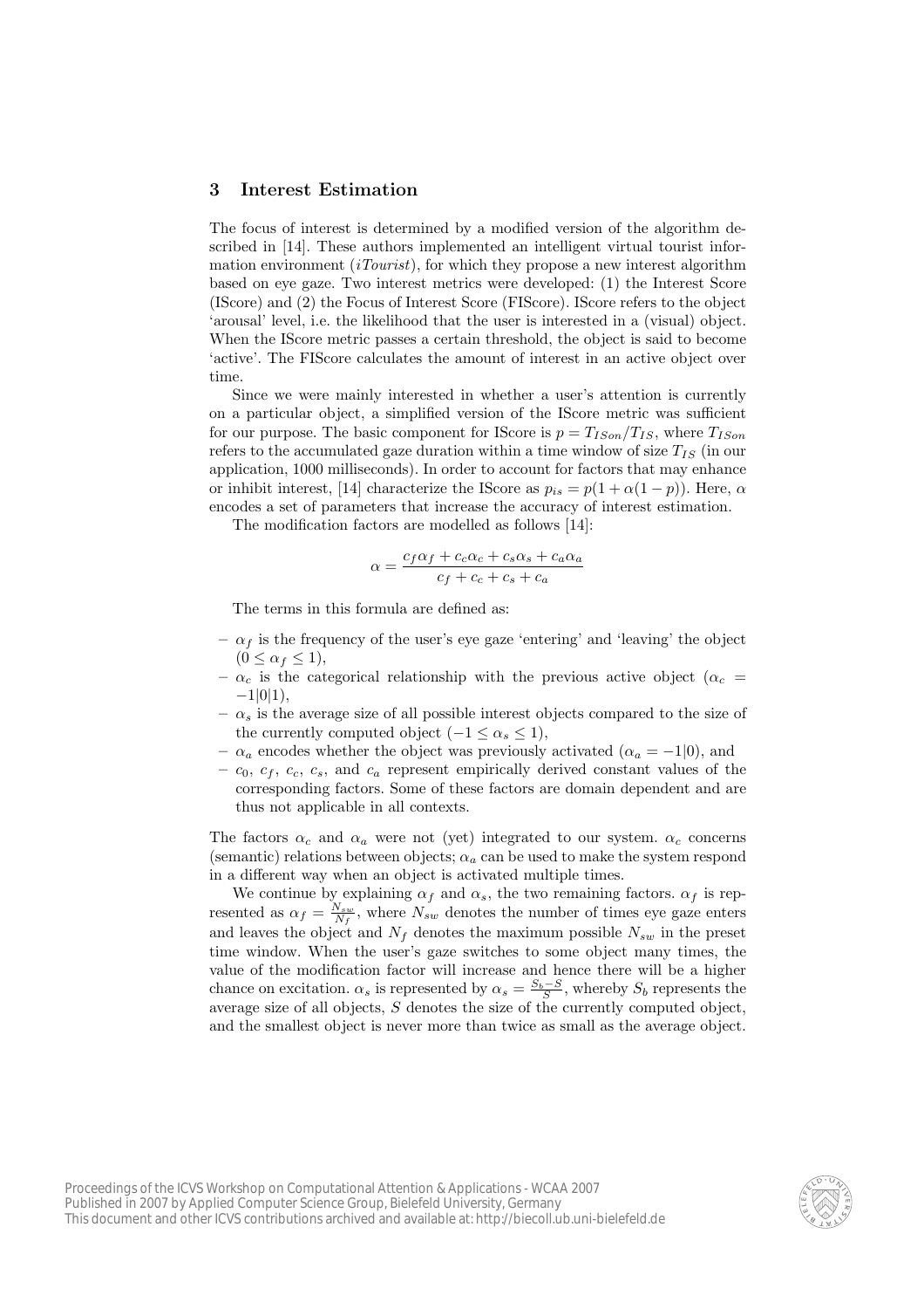## 3 Interest Estimation

The focus of interest is determined by a modified version of the algorithm described in [14]. These authors implemented an intelligent virtual tourist information environment (*iTourist*), for which they propose a new interest algorithm based on eye gaze. Two interest metrics were developed: (1) the Interest Score (IScore) and (2) the Focus of Interest Score (FIScore). IScore refers to the object 'arousal' level, i.e. the likelihood that the user is interested in a (visual) object. When the IScore metric passes a certain threshold, the object is said to become 'active'. The FIScore calculates the amount of interest in an active object over time.

Since we were mainly interested in whether a user's attention is currently on a particular object, a simplified version of the IScore metric was sufficient for our purpose. The basic component for IScore is $p = T_{ISon}/T_{IS}$, where $T_{ISon}$ refers to the accumulated gaze duration within a time window of size $T_{IS}$ (in our application, 1000 milliseconds). In order to account for factors that may enhance or inhibit interest, [14] characterize the IScore as $p_{is} = p(1 + \alpha(1 - p))$. Here, $\alpha$ encodes a set of parameters that increase the accuracy of interest estimation.

The modification factors are modelled as follows [14]:

$$\alpha = \frac{c_f \alpha_f + c_c \alpha_c + c_s \alpha_s + c_a \alpha_a}{c_f + c_c + c_s + c_a}$$

The terms in this formula are defined as:

- $\alpha_f$ is the frequency of the user's eye gaze 'entering' and 'leaving' the object ($0 \leq \alpha_f \leq 1$),
- $\alpha_c$ is the categorical relationship with the previous active object ($\alpha_c = -1|0|1$),
- $\alpha_s$ is the average size of all possible interest objects compared to the size of the currently computed object ($-1 \leq \alpha_s \leq 1$),
- $\alpha_a$ encodes whether the object was previously activated ($\alpha_a = -1|0$), and
- $c_0$, $c_f$, $c_c$, $c_s$, and $c_a$ represent empirically derived constant values of the corresponding factors. Some of these factors are domain dependent and are thus not applicable in all contexts.

The factors $\alpha_c$ and $\alpha_a$ were not (yet) integrated to our system. $\alpha_c$ concerns (semantic) relations between objects; $\alpha_a$ can be used to make the system respond in a different way when an object is activated multiple times.

We continue by explaining $\alpha_f$ and $\alpha_s$, the two remaining factors. $\alpha_f$ is represented as $\alpha_f = \frac{N_{sw}}{N_f}$, where $N_{sw}$ denotes the number of times eye gaze enters and leaves the object and $N_f$ denotes the maximum possible $N_{sw}$ in the preset time window. When the user's gaze switches to some object many times, the value of the modification factor will increase and hence there will be a higher chance on excitation. $\alpha_s$ is represented by $\alpha_s = \frac{S_b - S}{S}$, whereby $S_b$ represents the average size of all objects, $S$ denotes the size of the currently computed object, and the smallest object is never more than twice as small as the average object.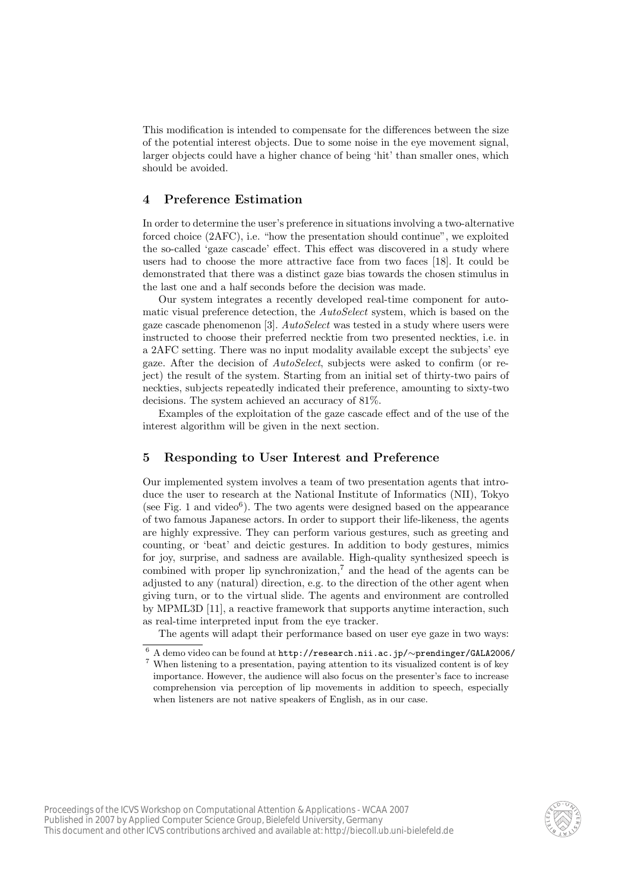This modification is intended to compensate for the differences between the size of the potential interest objects. Due to some noise in the eye movement signal, larger objects could have a higher chance of being 'hit' than smaller ones, which should be avoided.

## 4 Preference Estimation

In order to determine the user's preference in situations involving a two-alternative forced choice (2AFC), i.e. "how the presentation should continue", we exploited the so-called 'gaze cascade' effect. This effect was discovered in a study where users had to choose the more attractive face from two faces [18]. It could be demonstrated that there was a distinct gaze bias towards the chosen stimulus in the last one and a half seconds before the decision was made.

Our system integrates a recently developed real-time component for automatic visual preference detection, the *AutoSelect* system, which is based on the gaze cascade phenomenon [3]. *AutoSelect* was tested in a study where users were instructed to choose their preferred necktie from two presented neckties, i.e. in a 2AFC setting. There was no input modality available except the subjects' eye gaze. After the decision of *AutoSelect*, subjects were asked to confirm (or reject) the result of the system. Starting from an initial set of thirty-two pairs of neckties, subjects repeatedly indicated their preference, amounting to sixty-two decisions. The system achieved an accuracy of 81%.

Examples of the exploitation of the gaze cascade effect and of the use of the interest algorithm will be given in the next section.

## 5 Responding to User Interest and Preference

Our implemented system involves a team of two presentation agents that introduce the user to research at the National Institute of Informatics (NII), Tokyo (see Fig. 1 and video[6]). The two agents were designed based on the appearance of two famous Japanese actors. In order to support their life-likeness, the agents are highly expressive. They can perform various gestures, such as greeting and counting, or 'beat' and deictic gestures. In addition to body gestures, mimics for joy, surprise, and sadness are available. High-quality synthesized speech is combined with proper lip synchronization,[7] and the head of the agents can be adjusted to any (natural) direction, e.g. to the direction of the other agent when giving turn, or to the virtual slide. The agents and environment are controlled by MPML3D [11], a reactive framework that supports anytime interaction, such as real-time interpreted input from the eye tracker.

The agents will adapt their performance based on user eye gaze in two ways:

---

[6] A demo video can be found at http://research.nii.ac.jp/~prendinger/GALA2006/

[7] When listening to a presentation, paying attention to its visualized content is of key importance. However, the audience will also focus on the presenter's face to increase comprehension via perception of lip movements in addition to speech, especially when listeners are not native speakers of English, as in our case.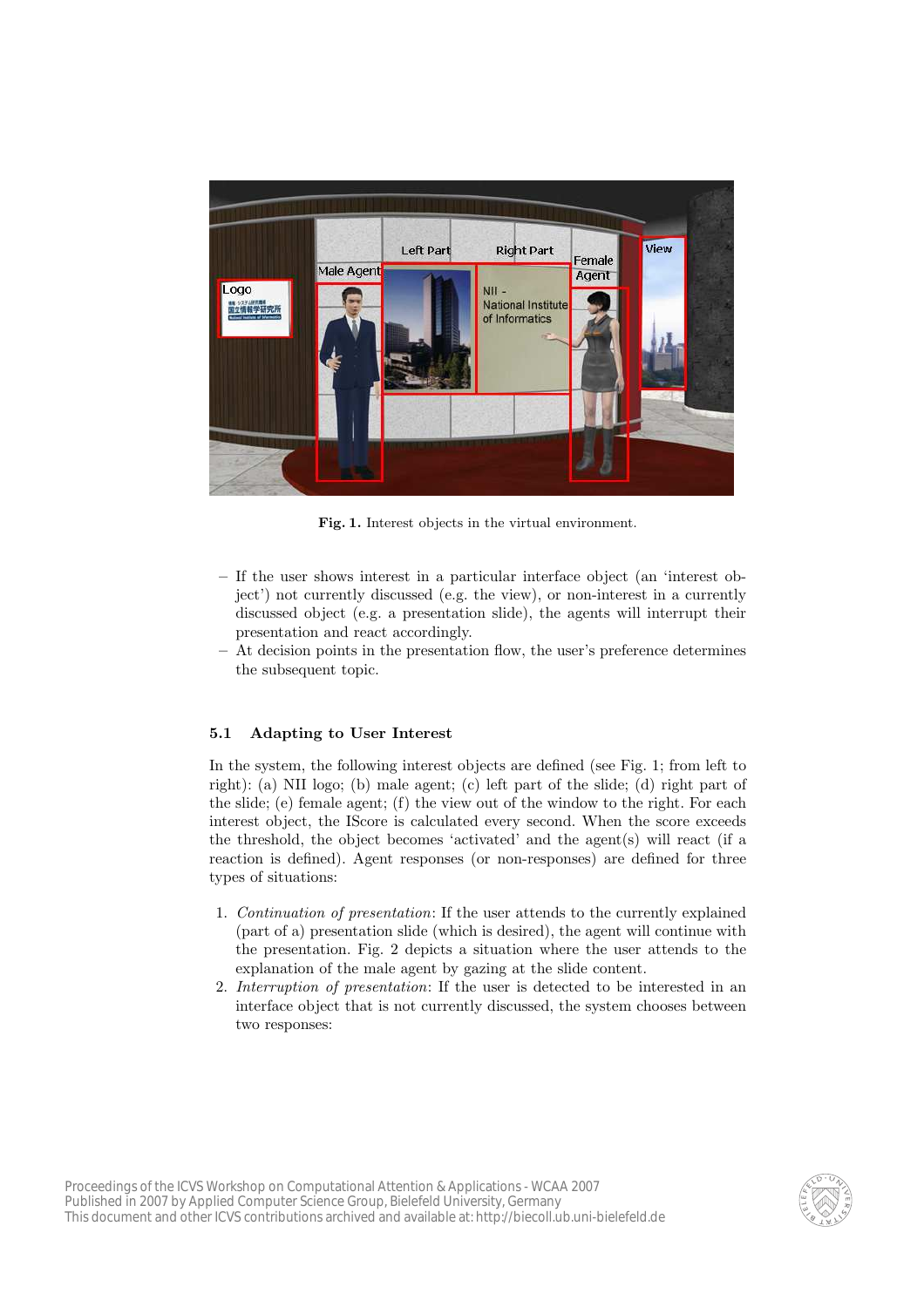Fig. 1. Interest objects in the virtual environment.

- If the user shows interest in a particular interface object (an 'interest object') not currently discussed (e.g. the view), or non-interest in a currently discussed object (e.g. a presentation slide), the agents will interrupt their presentation and react accordingly.
- At decision points in the presentation flow, the user's preference determines the subsequent topic.

### 5.1 Adapting to User Interest

In the system, the following interest objects are defined (see Fig. 1; from left to right): (a) NII logo; (b) male agent; (c) left part of the slide; (d) right part of the slide; (e) female agent; (f) the view out of the window to the right. For each interest object, the IScore is calculated every second. When the score exceeds the threshold, the object becomes 'activated' and the agent(s) will react (if a reaction is defined). Agent responses (or non-responses) are defined for three types of situations:

1. *Continuation of presentation*: If the user attends to the currently explained (part of a) presentation slide (which is desired), the agent will continue with the presentation. Fig. 2 depicts a situation where the user attends to the explanation of the male agent by gazing at the slide content.
2. *Interruption of presentation*: If the user is detected to be interested in an interface object that is not currently discussed, the system chooses between two responses: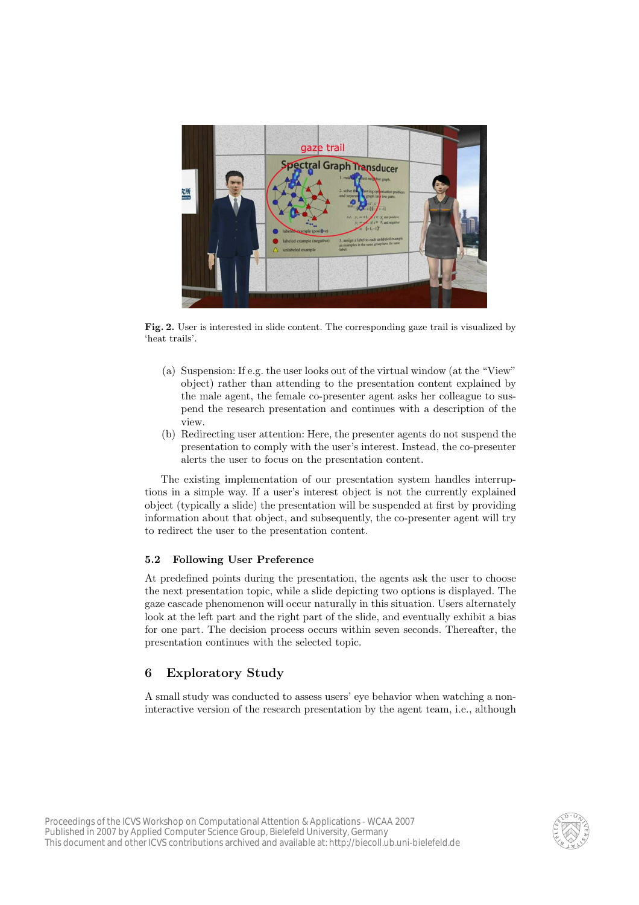**Fig. 2.** User is interested in slide content. The corresponding gaze trail is visualized by 'heat trails'.

(a) Suspension: If e.g. the user looks out of the virtual window (at the "View" object) rather than attending to the presentation content explained by the male agent, the female co-presenter agent asks her colleague to suspend the research presentation and continues with a description of the view.

(b) Redirecting user attention: Here, the presenter agents do not suspend the presentation to comply with the user's interest. Instead, the co-presenter alerts the user to focus on the presentation content.

The existing implementation of our presentation system handles interruptions in a simple way. If a user's interest object is not the currently explained object (typically a slide) the presentation will be suspended at first by providing information about that object, and subsequently, the co-presenter agent will try to redirect the user to the presentation content.

### 5.2 Following User Preference

At predefined points during the presentation, the agents ask the user to choose the next presentation topic, while a slide depicting two options is displayed. The gaze cascade phenomenon will occur naturally in this situation. Users alternately look at the left part and the right part of the slide, and eventually exhibit a bias for one part. The decision process occurs within seven seconds. Thereafter, the presentation continues with the selected topic.

## 6 Exploratory Study

A small study was conducted to assess users' eye behavior when watching a non-interactive version of the research presentation by the agent team, i.e., although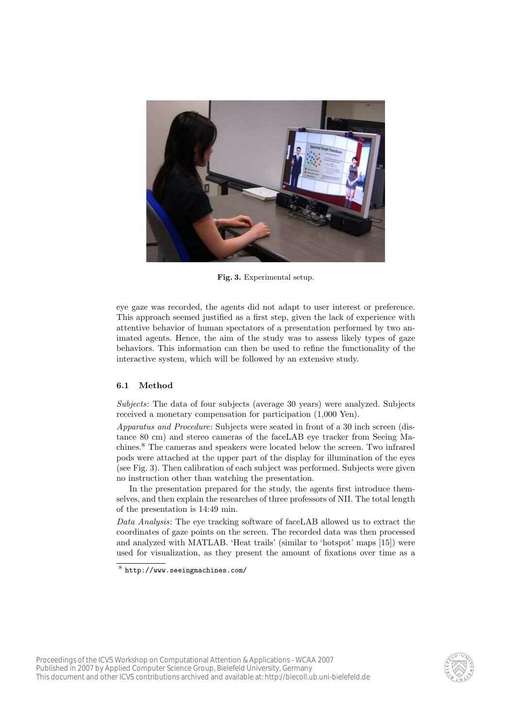Fig. 3. Experimental setup.

eye gaze was recorded, the agents did not adapt to user interest or preference. This approach seemed justified as a first step, given the lack of experience with attentive behavior of human spectators of a presentation performed by two animated agents. Hence, the aim of the study was to assess likely types of gaze behaviors. This information can then be used to refine the functionality of the interactive system, which will be followed by an extensive study.

### 6.1 Method

*Subjects*: The data of four subjects (average 30 years) were analyzed. Subjects received a monetary compensation for participation (1,000 Yen).

*Apparatus and Procedure*: Subjects were seated in front of a 30 inch screen (distance 80 cm) and stereo cameras of the faceLAB eye tracker from Seeing Machines.[8] The cameras and speakers were located below the screen. Two infrared pods were attached at the upper part of the display for illumination of the eyes (see Fig. 3). Then calibration of each subject was performed. Subjects were given no instruction other than watching the presentation.

In the presentation prepared for the study, the agents first introduce themselves, and then explain the researches of three professors of NII. The total length of the presentation is 14:49 min.

*Data Analysis*: The eye tracking software of faceLAB allowed us to extract the coordinates of gaze points on the screen. The recorded data was then processed and analyzed with MATLAB. 'Heat trails' (similar to 'hotspot' maps [15]) were used for visualization, as they present the amount of fixations over time as a

[8] http://www.seeingmachines.com/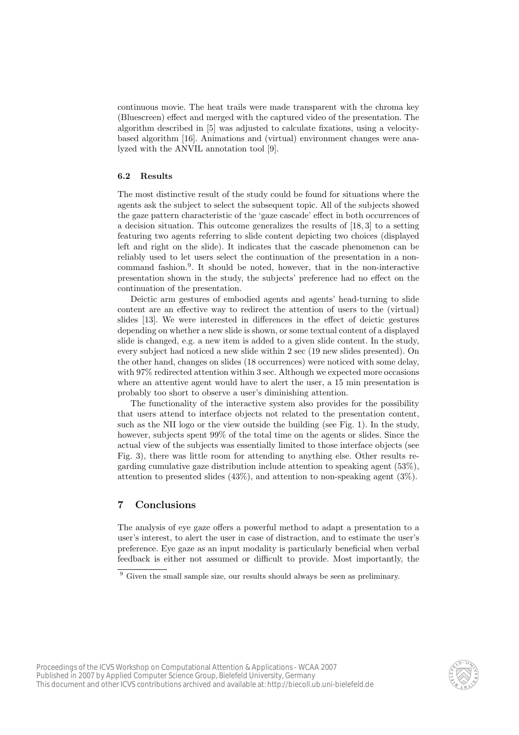continuous movie. The heat trails were made transparent with the chroma key (Bluescreen) effect and merged with the captured video of the presentation. The algorithm described in [5] was adjusted to calculate fixations, using a velocity-based algorithm [16]. Animations and (virtual) environment changes were analyzed with the ANVIL annotation tool [9].

### 6.2 Results

The most distinctive result of the study could be found for situations where the agents ask the subject to select the subsequent topic. All of the subjects showed the gaze pattern characteristic of the 'gaze cascade' effect in both occurrences of a decision situation. This outcome generalizes the results of [18, 3] to a setting featuring two agents referring to slide content depicting two choices (displayed left and right on the slide). It indicates that the cascade phenomenon can be reliably used to let users select the continuation of the presentation in a non-command fashion.[9]. It should be noted, however, that in the non-interactive presentation shown in the study, the subjects' preference had no effect on the continuation of the presentation.

Deictic arm gestures of embodied agents and agents' head-turning to slide content are an effective way to redirect the attention of users to the (virtual) slides [13]. We were interested in differences in the effect of deictic gestures depending on whether a new slide is shown, or some textual content of a displayed slide is changed, e.g. a new item is added to a given slide content. In the study, every subject had noticed a new slide within 2 sec (19 new slides presented). On the other hand, changes on slides (18 occurrences) were noticed with some delay, with 97% redirected attention within 3 sec. Although we expected more occasions where an attentive agent would have to alert the user, a 15 min presentation is probably too short to observe a user's diminishing attention.

The functionality of the interactive system also provides for the possibility that users attend to interface objects not related to the presentation content, such as the NII logo or the view outside the building (see Fig. 1). In the study, however, subjects spent 99% of the total time on the agents or slides. Since the actual view of the subjects was essentially limited to those interface objects (see Fig. 3), there was little room for attending to anything else. Other results regarding cumulative gaze distribution include attention to speaking agent (53%), attention to presented slides (43%), and attention to non-speaking agent (3%).

## 7 Conclusions

The analysis of eye gaze offers a powerful method to adapt a presentation to a user's interest, to alert the user in case of distraction, and to estimate the user's preference. Eye gaze as an input modality is particularly beneficial when verbal feedback is either not assumed or difficult to provide. Most importantly, the

[9] Given the small sample size, our results should always be seen as preliminary.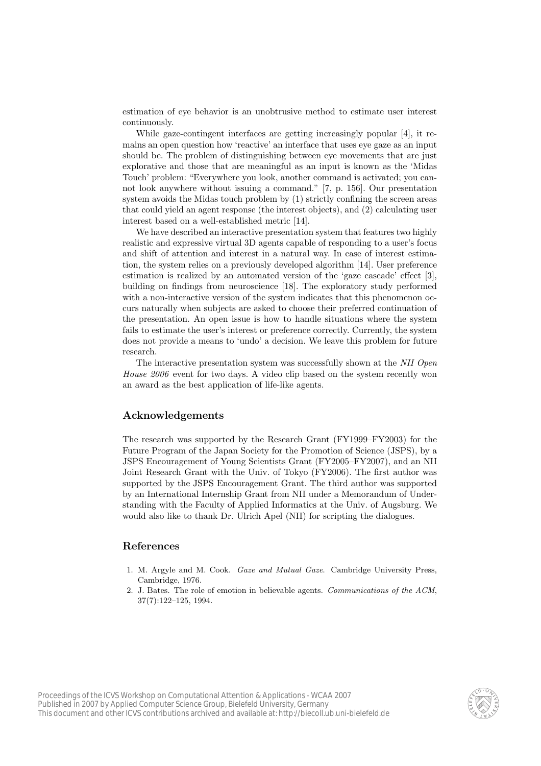estimation of eye behavior is an unobtrusive method to estimate user interest continuously.

While gaze-contingent interfaces are getting increasingly popular [4], it remains an open question how 'reactive' an interface that uses eye gaze as an input should be. The problem of distinguishing between eye movements that are just explorative and those that are meaningful as an input is known as the 'Midas Touch' problem: "Everywhere you look, another command is activated; you cannot look anywhere without issuing a command." [7, p. 156]. Our presentation system avoids the Midas touch problem by (1) strictly confining the screen areas that could yield an agent response (the interest objects), and (2) calculating user interest based on a well-established metric [14].

We have described an interactive presentation system that features two highly realistic and expressive virtual 3D agents capable of responding to a user's focus and shift of attention and interest in a natural way. In case of interest estimation, the system relies on a previously developed algorithm [14]. User preference estimation is realized by an automated version of the 'gaze cascade' effect [3], building on findings from neuroscience [18]. The exploratory study performed with a non-interactive version of the system indicates that this phenomenon occurs naturally when subjects are asked to choose their preferred continuation of the presentation. An open issue is how to handle situations where the system fails to estimate the user's interest or preference correctly. Currently, the system does not provide a means to 'undo' a decision. We leave this problem for future research.

The interactive presentation system was successfully shown at the *NII Open House 2006* event for two days. A video clip based on the system recently won an award as the best application of life-like agents.

## Acknowledgements

The research was supported by the Research Grant (FY1999–FY2003) for the Future Program of the Japan Society for the Promotion of Science (JSPS), by a JSPS Encouragement of Young Scientists Grant (FY2005–FY2007), and an NII Joint Research Grant with the Univ. of Tokyo (FY2006). The first author was supported by the JSPS Encouragement Grant. The third author was supported by an International Internship Grant from NII under a Memorandum of Understanding with the Faculty of Applied Informatics at the Univ. of Augsburg. We would also like to thank Dr. Ulrich Apel (NII) for scripting the dialogues.

## References

1. M. Argyle and M. Cook. *Gaze and Mutual Gaze*. Cambridge University Press, Cambridge, 1976.
2. J. Bates. The role of emotion in believable agents. *Communications of the ACM*, 37(7):122–125, 1994.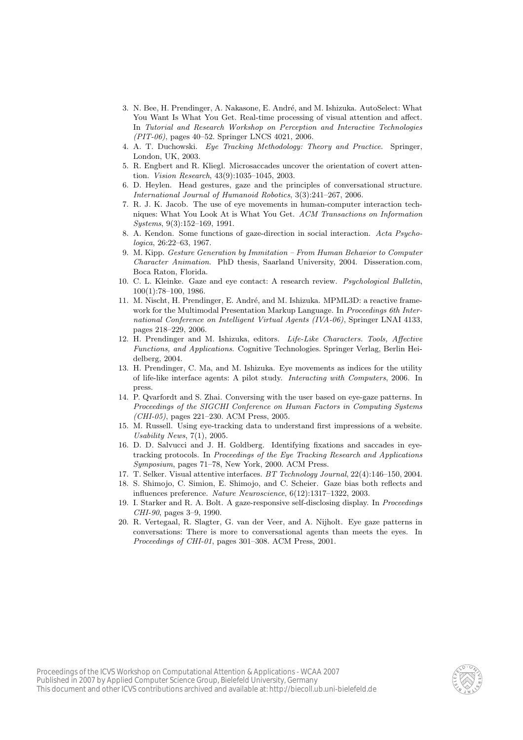3. N. Bee, H. Prendinger, A. Nakasone, E. André, and M. Ishizuka. AutoSelect: What You Want Is What You Get. Real-time processing of visual attention and affect. In *Tutorial and Research Workshop on Perception and Interactive Technologies (PIT-06)*, pages 40–52. Springer LNCS 4021, 2006.
4. A. T. Duchowski. *Eye Tracking Methodology: Theory and Practice*. Springer, London, UK, 2003.
5. R. Engbert and R. Kliegl. Microsaccades uncover the orientation of covert attention. *Vision Research*, 43(9):1035–1045, 2003.
6. D. Heylen. Head gestures, gaze and the principles of conversational structure. *International Journal of Humanoid Robotics*, 3(3):241–267, 2006.
7. R. J. K. Jacob. The use of eye movements in human-computer interaction techniques: What You Look At is What You Get. *ACM Transactions on Information Systems*, 9(3):152–169, 1991.
8. A. Kendon. Some functions of gaze-direction in social interaction. *Acta Psychologica*, 26:22–63, 1967.
9. M. Kipp. *Gesture Generation by Immitation – From Human Behavior to Computer Character Animation*. PhD thesis, Saarland University, 2004. Disseration.com, Boca Raton, Florida.
10. C. L. Kleinke. Gaze and eye contact: A research review. *Psychological Bulletin*, 100(1):78–100, 1986.
11. M. Nischt, H. Prendinger, E. André, and M. Ishizuka. MPML3D: a reactive framework for the Multimodal Presentation Markup Language. In *Proceedings 6th International Conference on Intelligent Virtual Agents (IVA-06)*, Springer LNAI 4133, pages 218–229, 2006.
12. H. Prendinger and M. Ishizuka, editors. *Life-Like Characters. Tools, Affective Functions, and Applications*. Cognitive Technologies. Springer Verlag, Berlin Heidelberg, 2004.
13. H. Prendinger, C. Ma, and M. Ishizuka. Eye movements as indices for the utility of life-like interface agents: A pilot study. *Interacting with Computers*, 2006. In press.
14. P. Qvarfordt and S. Zhai. Conversing with the user based on eye-gaze patterns. In *Proceedings of the SIGCHI Conference on Human Factors in Computing Systems (CHI-05)*, pages 221–230. ACM Press, 2005.
15. M. Russell. Using eye-tracking data to understand first impressions of a website. *Usability News*, 7(1), 2005.
16. D. D. Salvucci and J. H. Goldberg. Identifying fixations and saccades in eye-tracking protocols. In *Proceedings of the Eye Tracking Research and Applications Symposium*, pages 71–78, New York, 2000. ACM Press.
17. T. Selker. Visual attentive interfaces. *BT Technology Journal*, 22(4):146–150, 2004.
18. S. Shimojo, C. Simion, E. Shimojo, and C. Scheier. Gaze bias both reflects and influences preference. *Nature Neuroscience*, 6(12):1317–1322, 2003.
19. I. Starker and R. A. Bolt. A gaze-responsive self-disclosing display. In *Proceedings CHI-90*, pages 3–9, 1990.
20. R. Vertegaal, R. Slagter, G. van der Veer, and A. Nijholt. Eye gaze patterns in conversations: There is more to conversational agents than meets the eyes. In *Proceedings of CHI-01*, pages 301–308. ACM Press, 2001.